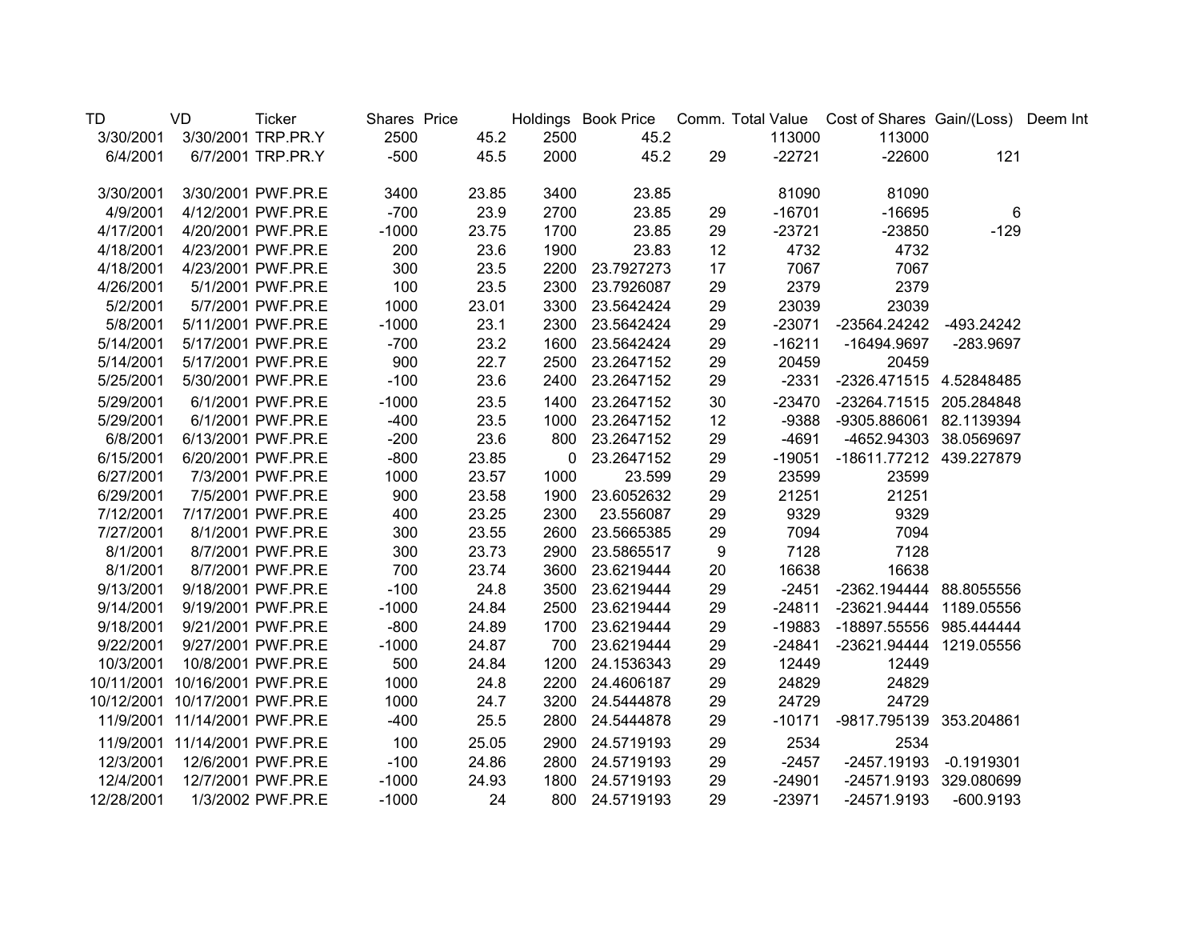| TD | VD | Ticker | Shares | Price | Holdings | Book Price | Comm. | Total Value | Cost of Shares | Gain/(Loss) | Deem Int |
|---|---|---|---|---|---|---|---|---|---|---|---|
| 3/30/2001 | 3/30/2001 | TRP.PR.Y | 2500 | 45.2 | 2500 | 45.2 | | 113000 | 113000 | | |
| 6/4/2001 | 6/7/2001 | TRP.PR.Y | -500 | 45.5 | 2000 | 45.2 | 29 | -22721 | -22600 | 121 | |
| | | | | | | | | | | | |
| 3/30/2001 | 3/30/2001 | PWF.PR.E | 3400 | 23.85 | 3400 | 23.85 | | 81090 | 81090 | | |
| 4/9/2001 | 4/12/2001 | PWF.PR.E | -700 | 23.9 | 2700 | 23.85 | 29 | -16701 | -16695 | 6 | |
| 4/17/2001 | 4/20/2001 | PWF.PR.E | -1000 | 23.75 | 1700 | 23.85 | 29 | -23721 | -23850 | -129 | |
| 4/18/2001 | 4/23/2001 | PWF.PR.E | 200 | 23.6 | 1900 | 23.83 | 12 | 4732 | 4732 | | |
| 4/18/2001 | 4/23/2001 | PWF.PR.E | 300 | 23.5 | 2200 | 23.7927273 | 17 | 7067 | 7067 | | |
| 4/26/2001 | 5/1/2001 | PWF.PR.E | 100 | 23.5 | 2300 | 23.7926087 | 29 | 2379 | 2379 | | |
| 5/2/2001 | 5/7/2001 | PWF.PR.E | 1000 | 23.01 | 3300 | 23.5642424 | 29 | 23039 | 23039 | | |
| 5/8/2001 | 5/11/2001 | PWF.PR.E | -1000 | 23.1 | 2300 | 23.5642424 | 29 | -23071 | -23564.24242 | -493.24242 | |
| 5/14/2001 | 5/17/2001 | PWF.PR.E | -700 | 23.2 | 1600 | 23.5642424 | 29 | -16211 | -16494.9697 | -283.9697 | |
| 5/14/2001 | 5/17/2001 | PWF.PR.E | 900 | 22.7 | 2500 | 23.2647152 | 29 | 20459 | 20459 | | |
| 5/25/2001 | 5/30/2001 | PWF.PR.E | -100 | 23.6 | 2400 | 23.2647152 | 29 | -2331 | -2326.471515 | 4.52848485 | |
| 5/29/2001 | 6/1/2001 | PWF.PR.E | -1000 | 23.5 | 1400 | 23.2647152 | 30 | -23470 | -23264.71515 | 205.284848 | |
| 5/29/2001 | 6/1/2001 | PWF.PR.E | -400 | 23.5 | 1000 | 23.2647152 | 12 | -9388 | -9305.886061 | 82.1139394 | |
| 6/8/2001 | 6/13/2001 | PWF.PR.E | -200 | 23.6 | 800 | 23.2647152 | 29 | -4691 | -4652.94303 | 38.0569697 | |
| 6/15/2001 | 6/20/2001 | PWF.PR.E | -800 | 23.85 | 0 | 23.2647152 | 29 | -19051 | -18611.77212 | 439.227879 | |
| 6/27/2001 | 7/3/2001 | PWF.PR.E | 1000 | 23.57 | 1000 | 23.599 | 29 | 23599 | 23599 | | |
| 6/29/2001 | 7/5/2001 | PWF.PR.E | 900 | 23.58 | 1900 | 23.6052632 | 29 | 21251 | 21251 | | |
| 7/12/2001 | 7/17/2001 | PWF.PR.E | 400 | 23.25 | 2300 | 23.556087 | 29 | 9329 | 9329 | | |
| 7/27/2001 | 8/1/2001 | PWF.PR.E | 300 | 23.55 | 2600 | 23.5665385 | 29 | 7094 | 7094 | | |
| 8/1/2001 | 8/7/2001 | PWF.PR.E | 300 | 23.73 | 2900 | 23.5865517 | 9 | 7128 | 7128 | | |
| 8/1/2001 | 8/7/2001 | PWF.PR.E | 700 | 23.74 | 3600 | 23.6219444 | 20 | 16638 | 16638 | | |
| 9/13/2001 | 9/18/2001 | PWF.PR.E | -100 | 24.8 | 3500 | 23.6219444 | 29 | -2451 | -2362.194444 | 88.8055556 | |
| 9/14/2001 | 9/19/2001 | PWF.PR.E | -1000 | 24.84 | 2500 | 23.6219444 | 29 | -24811 | -23621.94444 | 1189.05556 | |
| 9/18/2001 | 9/21/2001 | PWF.PR.E | -800 | 24.89 | 1700 | 23.6219444 | 29 | -19883 | -18897.55556 | 985.444444 | |
| 9/22/2001 | 9/27/2001 | PWF.PR.E | -1000 | 24.87 | 700 | 23.6219444 | 29 | -24841 | -23621.94444 | 1219.05556 | |
| 10/3/2001 | 10/8/2001 | PWF.PR.E | 500 | 24.84 | 1200 | 24.1536343 | 29 | 12449 | 12449 | | |
| 10/11/2001 | 10/16/2001 | PWF.PR.E | 1000 | 24.8 | 2200 | 24.4606187 | 29 | 24829 | 24829 | | |
| 10/12/2001 | 10/17/2001 | PWF.PR.E | 1000 | 24.7 | 3200 | 24.5444878 | 29 | 24729 | 24729 | | |
| 11/9/2001 | 11/14/2001 | PWF.PR.E | -400 | 25.5 | 2800 | 24.5444878 | 29 | -10171 | -9817.795139 | 353.204861 | |
| 11/9/2001 | 11/14/2001 | PWF.PR.E | 100 | 25.05 | 2900 | 24.5719193 | 29 | 2534 | 2534 | | |
| 12/3/2001 | 12/6/2001 | PWF.PR.E | -100 | 24.86 | 2800 | 24.5719193 | 29 | -2457 | -2457.19193 | -0.1919301 | |
| 12/4/2001 | 12/7/2001 | PWF.PR.E | -1000 | 24.93 | 1800 | 24.5719193 | 29 | -24901 | -24571.9193 | 329.080699 | |
| 12/28/2001 | 1/3/2002 | PWF.PR.E | -1000 | 24 | 800 | 24.5719193 | 29 | -23971 | -24571.9193 | -600.9193 | |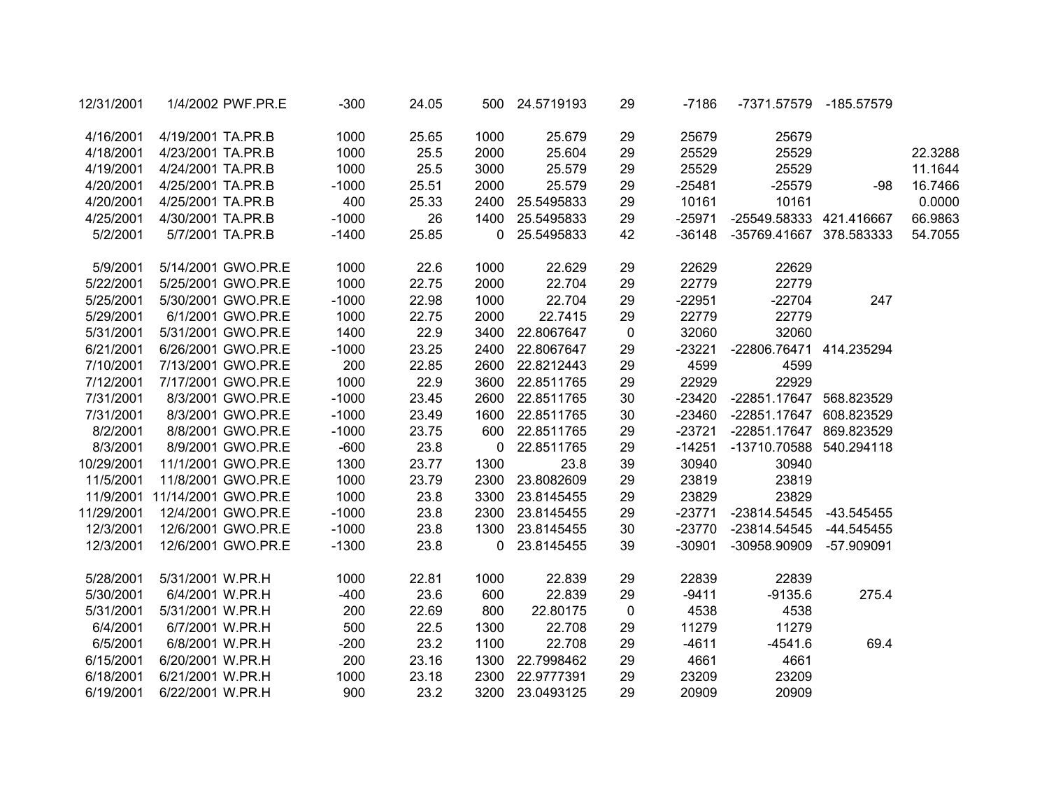| | | | | | | | | | | | |
|---|---|---|---|---|---|---|---|---|---|---|---|
| 12/31/2001 | 1/4/2002 | PWF.PR.E | -300 | 24.05 | 500 | 24.5719193 | 29 | -7186 | -7371.57579 | -185.57579 | |
| | | | | | | | | | | | |
| 4/16/2001 | 4/19/2001 | TA.PR.B | 1000 | 25.65 | 1000 | 25.679 | 29 | 25679 | 25679 | | |
| 4/18/2001 | 4/23/2001 | TA.PR.B | 1000 | 25.5 | 2000 | 25.604 | 29 | 25529 | 25529 | | 22.3288 |
| 4/19/2001 | 4/24/2001 | TA.PR.B | 1000 | 25.5 | 3000 | 25.579 | 29 | 25529 | 25529 | | 11.1644 |
| 4/20/2001 | 4/25/2001 | TA.PR.B | -1000 | 25.51 | 2000 | 25.579 | 29 | -25481 | -25579 | -98 | 16.7466 |
| 4/20/2001 | 4/25/2001 | TA.PR.B | 400 | 25.33 | 2400 | 25.5495833 | 29 | 10161 | 10161 | | 0.0000 |
| 4/25/2001 | 4/30/2001 | TA.PR.B | -1000 | 26 | 1400 | 25.5495833 | 29 | -25971 | -25549.58333 | 421.416667 | 66.9863 |
| 5/2/2001 | 5/7/2001 | TA.PR.B | -1400 | 25.85 | 0 | 25.5495833 | 42 | -36148 | -35769.41667 | 378.583333 | 54.7055 |
| | | | | | | | | | | | |
| 5/9/2001 | 5/14/2001 | GWO.PR.E | 1000 | 22.6 | 1000 | 22.629 | 29 | 22629 | 22629 | | |
| 5/22/2001 | 5/25/2001 | GWO.PR.E | 1000 | 22.75 | 2000 | 22.704 | 29 | 22779 | 22779 | | |
| 5/25/2001 | 5/30/2001 | GWO.PR.E | -1000 | 22.98 | 1000 | 22.704 | 29 | -22951 | -22704 | 247 | |
| 5/29/2001 | 6/1/2001 | GWO.PR.E | 1000 | 22.75 | 2000 | 22.7415 | 29 | 22779 | 22779 | | |
| 5/31/2001 | 5/31/2001 | GWO.PR.E | 1400 | 22.9 | 3400 | 22.8067647 | 0 | 32060 | 32060 | | |
| 6/21/2001 | 6/26/2001 | GWO.PR.E | -1000 | 23.25 | 2400 | 22.8067647 | 29 | -23221 | -22806.76471 | 414.235294 | |
| 7/10/2001 | 7/13/2001 | GWO.PR.E | 200 | 22.85 | 2600 | 22.8212443 | 29 | 4599 | 4599 | | |
| 7/12/2001 | 7/17/2001 | GWO.PR.E | 1000 | 22.9 | 3600 | 22.8511765 | 29 | 22929 | 22929 | | |
| 7/31/2001 | 8/3/2001 | GWO.PR.E | -1000 | 23.45 | 2600 | 22.8511765 | 30 | -23420 | -22851.17647 | 568.823529 | |
| 7/31/2001 | 8/3/2001 | GWO.PR.E | -1000 | 23.49 | 1600 | 22.8511765 | 30 | -23460 | -22851.17647 | 608.823529 | |
| 8/2/2001 | 8/8/2001 | GWO.PR.E | -1000 | 23.75 | 600 | 22.8511765 | 29 | -23721 | -22851.17647 | 869.823529 | |
| 8/3/2001 | 8/9/2001 | GWO.PR.E | -600 | 23.8 | 0 | 22.8511765 | 29 | -14251 | -13710.70588 | 540.294118 | |
| 10/29/2001 | 11/1/2001 | GWO.PR.E | 1300 | 23.77 | 1300 | 23.8 | 39 | 30940 | 30940 | | |
| 11/5/2001 | 11/8/2001 | GWO.PR.E | 1000 | 23.79 | 2300 | 23.8082609 | 29 | 23819 | 23819 | | |
| 11/9/2001 | 11/14/2001 | GWO.PR.E | 1000 | 23.8 | 3300 | 23.8145455 | 29 | 23829 | 23829 | | |
| 11/29/2001 | 12/4/2001 | GWO.PR.E | -1000 | 23.8 | 2300 | 23.8145455 | 29 | -23771 | -23814.54545 | -43.545455 | |
| 12/3/2001 | 12/6/2001 | GWO.PR.E | -1000 | 23.8 | 1300 | 23.8145455 | 30 | -23770 | -23814.54545 | -44.545455 | |
| 12/3/2001 | 12/6/2001 | GWO.PR.E | -1300 | 23.8 | 0 | 23.8145455 | 39 | -30901 | -30958.90909 | -57.909091 | |
| | | | | | | | | | | | |
| 5/28/2001 | 5/31/2001 | W.PR.H | 1000 | 22.81 | 1000 | 22.839 | 29 | 22839 | 22839 | | |
| 5/30/2001 | 6/4/2001 | W.PR.H | -400 | 23.6 | 600 | 22.839 | 29 | -9411 | -9135.6 | 275.4 | |
| 5/31/2001 | 5/31/2001 | W.PR.H | 200 | 22.69 | 800 | 22.80175 | 0 | 4538 | 4538 | | |
| 6/4/2001 | 6/7/2001 | W.PR.H | 500 | 22.5 | 1300 | 22.708 | 29 | 11279 | 11279 | | |
| 6/5/2001 | 6/8/2001 | W.PR.H | -200 | 23.2 | 1100 | 22.708 | 29 | -4611 | -4541.6 | 69.4 | |
| 6/15/2001 | 6/20/2001 | W.PR.H | 200 | 23.16 | 1300 | 22.7998462 | 29 | 4661 | 4661 | | |
| 6/18/2001 | 6/21/2001 | W.PR.H | 1000 | 23.18 | 2300 | 22.9777391 | 29 | 23209 | 23209 | | |
| 6/19/2001 | 6/22/2001 | W.PR.H | 900 | 23.2 | 3200 | 23.0493125 | 29 | 20909 | 20909 | | |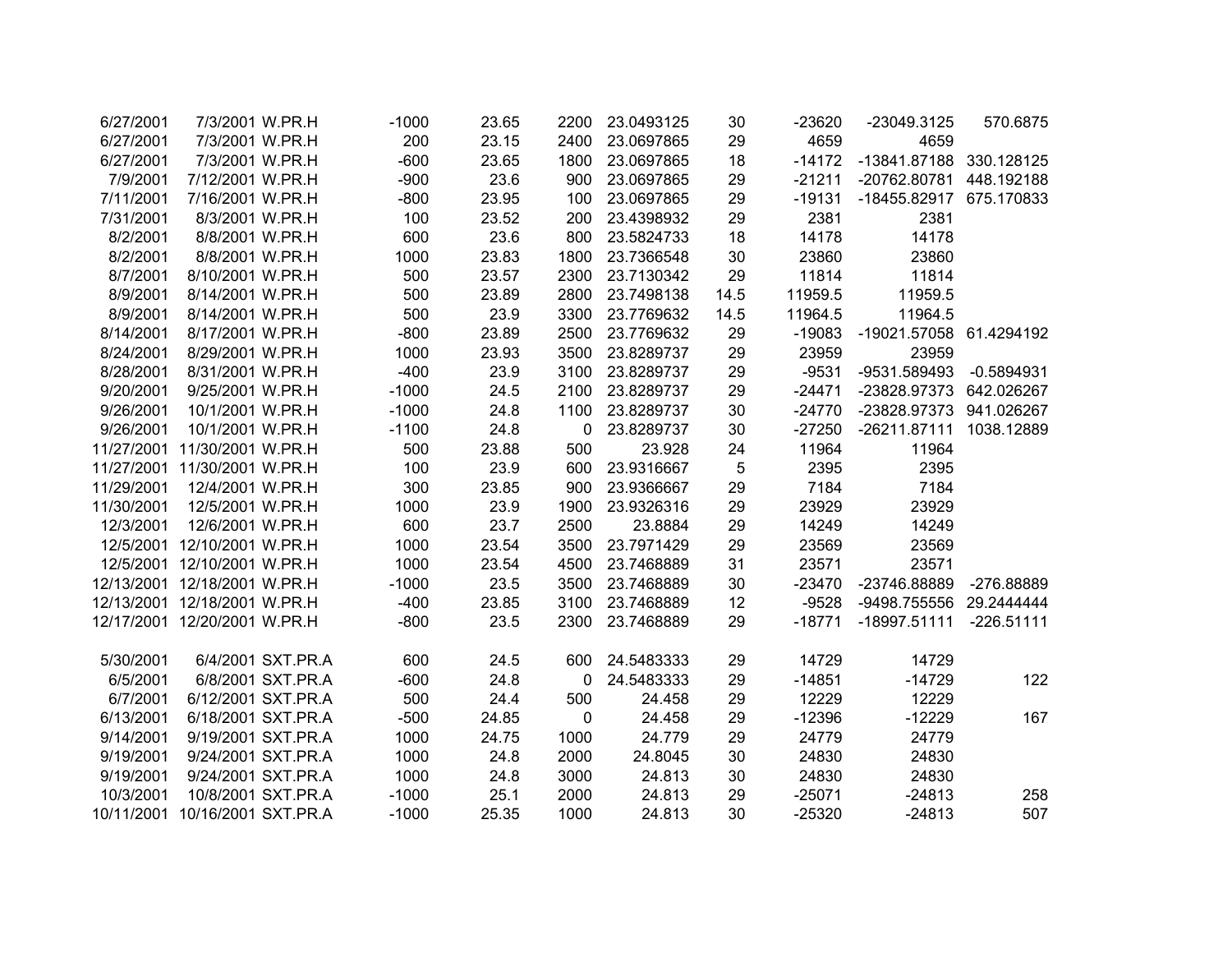| | | | | | | | | | | |
|---|---|---|---|---|---|---|---|---|---|---|
| 6/27/2001 | 7/3/2001 | W.PR.H | -1000 | 23.65 | 2200 | 23.0493125 | 30 | -23620 | -23049.3125 | 570.6875 |
| 6/27/2001 | 7/3/2001 | W.PR.H | 200 | 23.15 | 2400 | 23.0697865 | 29 | 4659 | 4659 | |
| 6/27/2001 | 7/3/2001 | W.PR.H | -600 | 23.65 | 1800 | 23.0697865 | 18 | -14172 | -13841.87188 | 330.128125 |
| 7/9/2001 | 7/12/2001 | W.PR.H | -900 | 23.6 | 900 | 23.0697865 | 29 | -21211 | -20762.80781 | 448.192188 |
| 7/11/2001 | 7/16/2001 | W.PR.H | -800 | 23.95 | 100 | 23.0697865 | 29 | -19131 | -18455.82917 | 675.170833 |
| 7/31/2001 | 8/3/2001 | W.PR.H | 100 | 23.52 | 200 | 23.4398932 | 29 | 2381 | 2381 | |
| 8/2/2001 | 8/8/2001 | W.PR.H | 600 | 23.6 | 800 | 23.5824733 | 18 | 14178 | 14178 | |
| 8/2/2001 | 8/8/2001 | W.PR.H | 1000 | 23.83 | 1800 | 23.7366548 | 30 | 23860 | 23860 | |
| 8/7/2001 | 8/10/2001 | W.PR.H | 500 | 23.57 | 2300 | 23.7130342 | 29 | 11814 | 11814 | |
| 8/9/2001 | 8/14/2001 | W.PR.H | 500 | 23.89 | 2800 | 23.7498138 | 14.5 | 11959.5 | 11959.5 | |
| 8/9/2001 | 8/14/2001 | W.PR.H | 500 | 23.9 | 3300 | 23.7769632 | 14.5 | 11964.5 | 11964.5 | |
| 8/14/2001 | 8/17/2001 | W.PR.H | -800 | 23.89 | 2500 | 23.7769632 | 29 | -19083 | -19021.57058 | 61.4294192 |
| 8/24/2001 | 8/29/2001 | W.PR.H | 1000 | 23.93 | 3500 | 23.8289737 | 29 | 23959 | 23959 | |
| 8/28/2001 | 8/31/2001 | W.PR.H | -400 | 23.9 | 3100 | 23.8289737 | 29 | -9531 | -9531.589493 | -0.5894931 |
| 9/20/2001 | 9/25/2001 | W.PR.H | -1000 | 24.5 | 2100 | 23.8289737 | 29 | -24471 | -23828.97373 | 642.026267 |
| 9/26/2001 | 10/1/2001 | W.PR.H | -1000 | 24.8 | 1100 | 23.8289737 | 30 | -24770 | -23828.97373 | 941.026267 |
| 9/26/2001 | 10/1/2001 | W.PR.H | -1100 | 24.8 | 0 | 23.8289737 | 30 | -27250 | -26211.87111 | 1038.12889 |
| 11/27/2001 | 11/30/2001 | W.PR.H | 500 | 23.88 | 500 | 23.928 | 24 | 11964 | 11964 | |
| 11/27/2001 | 11/30/2001 | W.PR.H | 100 | 23.9 | 600 | 23.9316667 | 5 | 2395 | 2395 | |
| 11/29/2001 | 12/4/2001 | W.PR.H | 300 | 23.85 | 900 | 23.9366667 | 29 | 7184 | 7184 | |
| 11/30/2001 | 12/5/2001 | W.PR.H | 1000 | 23.9 | 1900 | 23.9326316 | 29 | 23929 | 23929 | |
| 12/3/2001 | 12/6/2001 | W.PR.H | 600 | 23.7 | 2500 | 23.8884 | 29 | 14249 | 14249 | |
| 12/5/2001 | 12/10/2001 | W.PR.H | 1000 | 23.54 | 3500 | 23.7971429 | 29 | 23569 | 23569 | |
| 12/5/2001 | 12/10/2001 | W.PR.H | 1000 | 23.54 | 4500 | 23.7468889 | 31 | 23571 | 23571 | |
| 12/13/2001 | 12/18/2001 | W.PR.H | -1000 | 23.5 | 3500 | 23.7468889 | 30 | -23470 | -23746.88889 | -276.88889 |
| 12/13/2001 | 12/18/2001 | W.PR.H | -400 | 23.85 | 3100 | 23.7468889 | 12 | -9528 | -9498.755556 | 29.2444444 |
| 12/17/2001 | 12/20/2001 | W.PR.H | -800 | 23.5 | 2300 | 23.7468889 | 29 | -18771 | -18997.51111 | -226.51111 |
| | | | | | | | | | | |
| 5/30/2001 | 6/4/2001 | SXT.PR.A | 600 | 24.5 | 600 | 24.5483333 | 29 | 14729 | 14729 | |
| 6/5/2001 | 6/8/2001 | SXT.PR.A | -600 | 24.8 | 0 | 24.5483333 | 29 | -14851 | -14729 | 122 |
| 6/7/2001 | 6/12/2001 | SXT.PR.A | 500 | 24.4 | 500 | 24.458 | 29 | 12229 | 12229 | |
| 6/13/2001 | 6/18/2001 | SXT.PR.A | -500 | 24.85 | 0 | 24.458 | 29 | -12396 | -12229 | 167 |
| 9/14/2001 | 9/19/2001 | SXT.PR.A | 1000 | 24.75 | 1000 | 24.779 | 29 | 24779 | 24779 | |
| 9/19/2001 | 9/24/2001 | SXT.PR.A | 1000 | 24.8 | 2000 | 24.8045 | 30 | 24830 | 24830 | |
| 9/19/2001 | 9/24/2001 | SXT.PR.A | 1000 | 24.8 | 3000 | 24.813 | 30 | 24830 | 24830 | |
| 10/3/2001 | 10/8/2001 | SXT.PR.A | -1000 | 25.1 | 2000 | 24.813 | 29 | -25071 | -24813 | 258 |
| 10/11/2001 | 10/16/2001 | SXT.PR.A | -1000 | 25.35 | 1000 | 24.813 | 30 | -25320 | -24813 | 507 |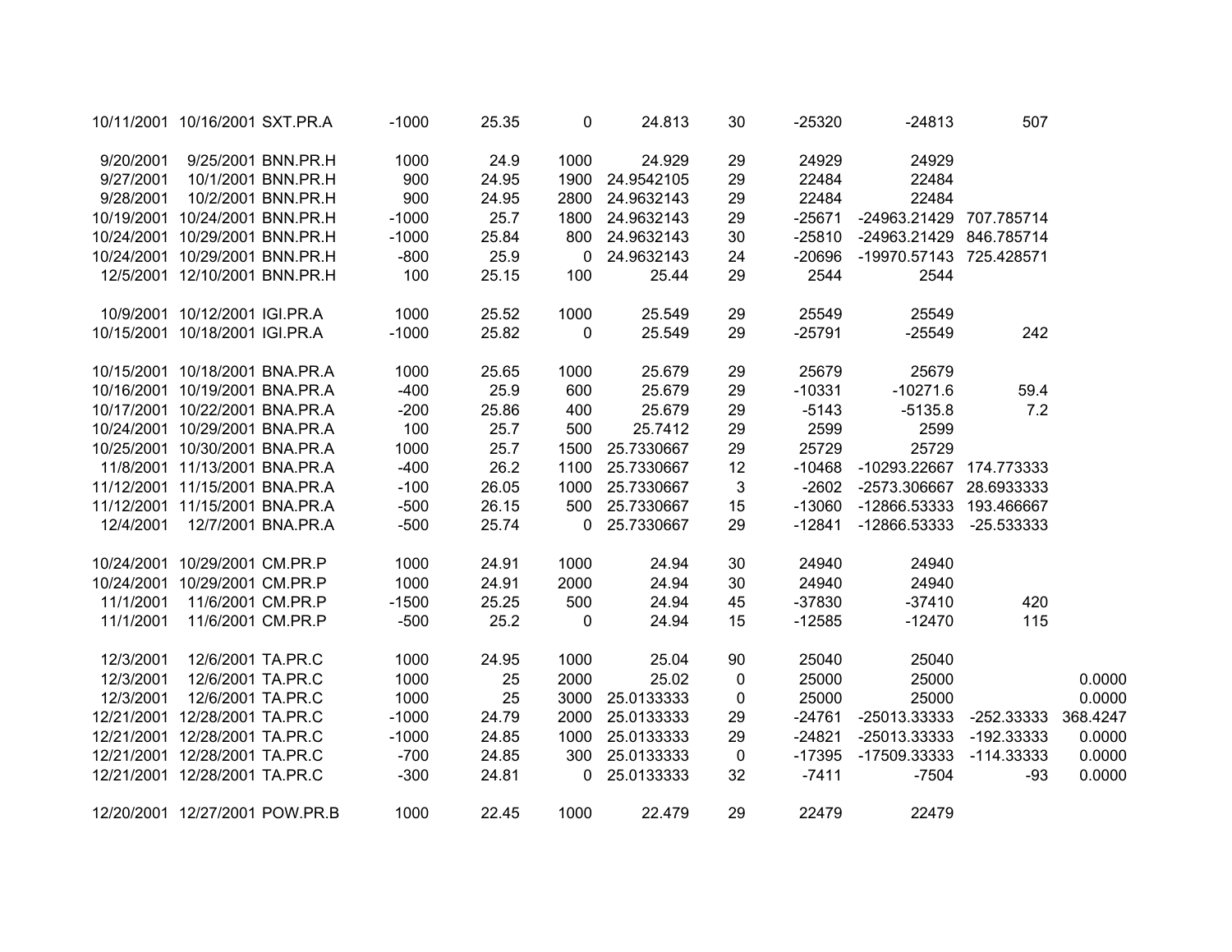| | | | | | | | | | | | |
|---|---|---|---|---|---|---|---|---|---|---|---|
| 10/11/2001 | 10/16/2001 | SXT.PR.A | -1000 | 25.35 | 0 | 24.813 | 30 | -25320 | -24813 | 507 | |
| | | | | | | | | | | | |
| 9/20/2001 | 9/25/2001 | BNN.PR.H | 1000 | 24.9 | 1000 | 24.929 | 29 | 24929 | 24929 | | |
| 9/27/2001 | 10/1/2001 | BNN.PR.H | 900 | 24.95 | 1900 | 24.9542105 | 29 | 22484 | 22484 | | |
| 9/28/2001 | 10/2/2001 | BNN.PR.H | 900 | 24.95 | 2800 | 24.9632143 | 29 | 22484 | 22484 | | |
| 10/19/2001 | 10/24/2001 | BNN.PR.H | -1000 | 25.7 | 1800 | 24.9632143 | 29 | -25671 | -24963.21429 | 707.785714 | |
| 10/24/2001 | 10/29/2001 | BNN.PR.H | -1000 | 25.84 | 800 | 24.9632143 | 30 | -25810 | -24963.21429 | 846.785714 | |
| 10/24/2001 | 10/29/2001 | BNN.PR.H | -800 | 25.9 | 0 | 24.9632143 | 24 | -20696 | -19970.57143 | 725.428571 | |
| 12/5/2001 | 12/10/2001 | BNN.PR.H | 100 | 25.15 | 100 | 25.44 | 29 | 2544 | 2544 | | |
| | | | | | | | | | | | |
| 10/9/2001 | 10/12/2001 | IGI.PR.A | 1000 | 25.52 | 1000 | 25.549 | 29 | 25549 | 25549 | | |
| 10/15/2001 | 10/18/2001 | IGI.PR.A | -1000 | 25.82 | 0 | 25.549 | 29 | -25791 | -25549 | 242 | |
| | | | | | | | | | | | |
| 10/15/2001 | 10/18/2001 | BNA.PR.A | 1000 | 25.65 | 1000 | 25.679 | 29 | 25679 | 25679 | | |
| 10/16/2001 | 10/19/2001 | BNA.PR.A | -400 | 25.9 | 600 | 25.679 | 29 | -10331 | -10271.6 | 59.4 | |
| 10/17/2001 | 10/22/2001 | BNA.PR.A | -200 | 25.86 | 400 | 25.679 | 29 | -5143 | -5135.8 | 7.2 | |
| 10/24/2001 | 10/29/2001 | BNA.PR.A | 100 | 25.7 | 500 | 25.7412 | 29 | 2599 | 2599 | | |
| 10/25/2001 | 10/30/2001 | BNA.PR.A | 1000 | 25.7 | 1500 | 25.7330667 | 29 | 25729 | 25729 | | |
| 11/8/2001 | 11/13/2001 | BNA.PR.A | -400 | 26.2 | 1100 | 25.7330667 | 12 | -10468 | -10293.22667 | 174.773333 | |
| 11/12/2001 | 11/15/2001 | BNA.PR.A | -100 | 26.05 | 1000 | 25.7330667 | 3 | -2602 | -2573.306667 | 28.6933333 | |
| 11/12/2001 | 11/15/2001 | BNA.PR.A | -500 | 26.15 | 500 | 25.7330667 | 15 | -13060 | -12866.53333 | 193.466667 | |
| 12/4/2001 | 12/7/2001 | BNA.PR.A | -500 | 25.74 | 0 | 25.7330667 | 29 | -12841 | -12866.53333 | -25.533333 | |
| | | | | | | | | | | | |
| 10/24/2001 | 10/29/2001 | CM.PR.P | 1000 | 24.91 | 1000 | 24.94 | 30 | 24940 | 24940 | | |
| 10/24/2001 | 10/29/2001 | CM.PR.P | 1000 | 24.91 | 2000 | 24.94 | 30 | 24940 | 24940 | | |
| 11/1/2001 | 11/6/2001 | CM.PR.P | -1500 | 25.25 | 500 | 24.94 | 45 | -37830 | -37410 | 420 | |
| 11/1/2001 | 11/6/2001 | CM.PR.P | -500 | 25.2 | 0 | 24.94 | 15 | -12585 | -12470 | 115 | |
| | | | | | | | | | | | |
| 12/3/2001 | 12/6/2001 | TA.PR.C | 1000 | 24.95 | 1000 | 25.04 | 90 | 25040 | 25040 | | |
| 12/3/2001 | 12/6/2001 | TA.PR.C | 1000 | 25 | 2000 | 25.02 | 0 | 25000 | 25000 | | 0.0000 |
| 12/3/2001 | 12/6/2001 | TA.PR.C | 1000 | 25 | 3000 | 25.0133333 | 0 | 25000 | 25000 | | 0.0000 |
| 12/21/2001 | 12/28/2001 | TA.PR.C | -1000 | 24.79 | 2000 | 25.0133333 | 29 | -24761 | -25013.33333 | -252.33333 | 368.4247 |
| 12/21/2001 | 12/28/2001 | TA.PR.C | -1000 | 24.85 | 1000 | 25.0133333 | 29 | -24821 | -25013.33333 | -192.33333 | 0.0000 |
| 12/21/2001 | 12/28/2001 | TA.PR.C | -700 | 24.85 | 300 | 25.0133333 | 0 | -17395 | -17509.33333 | -114.33333 | 0.0000 |
| 12/21/2001 | 12/28/2001 | TA.PR.C | -300 | 24.81 | 0 | 25.0133333 | 32 | -7411 | -7504 | -93 | 0.0000 |
| | | | | | | | | | | | |
| 12/20/2001 | 12/27/2001 | POW.PR.B | 1000 | 22.45 | 1000 | 22.479 | 29 | 22479 | 22479 | | |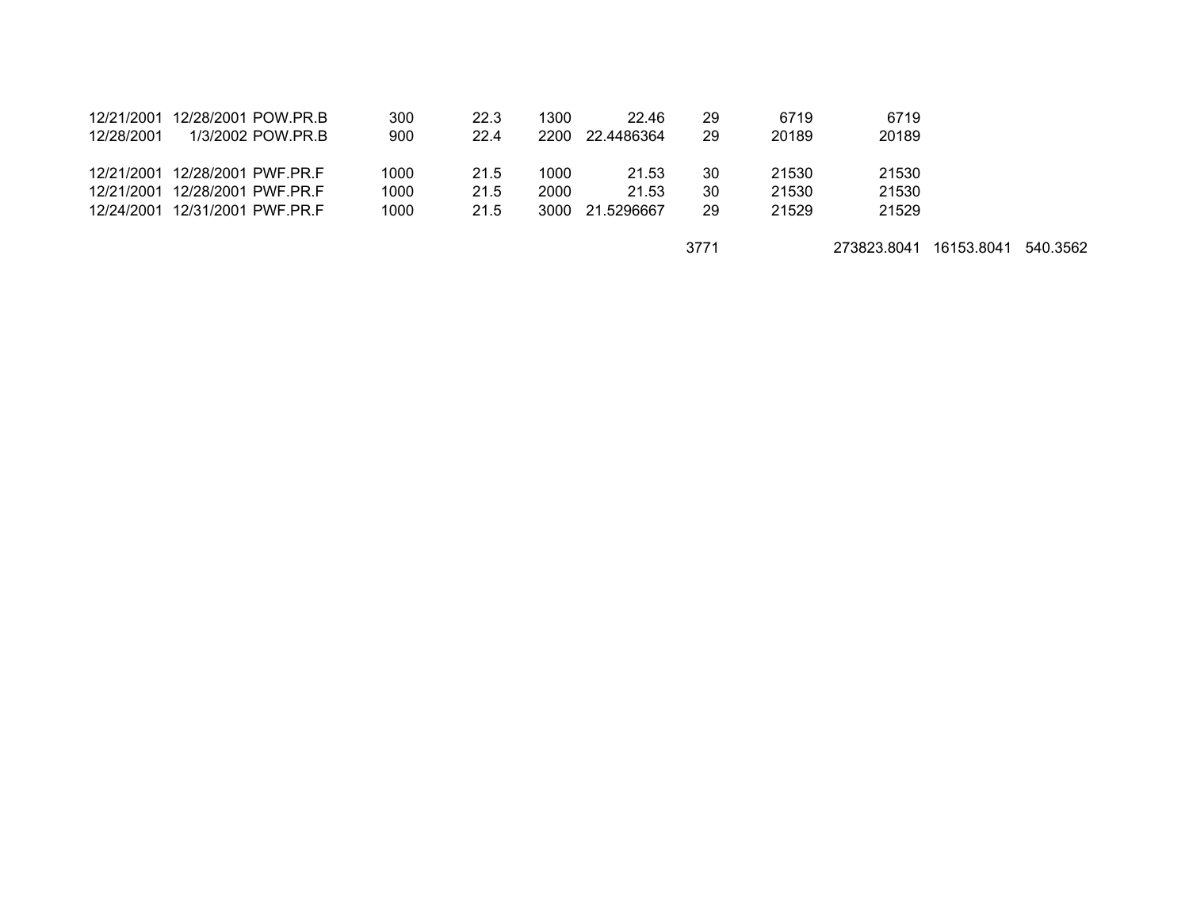| | | | | | | | | | | | |
|---|---|---|---|---|---|---|---|---|---|---|---|
| 12/21/2001 | 12/28/2001 | POW.PR.B | 300 | 22.3 | 1300 | 22.46 | 29 | 6719 | 6719 | | |
| 12/28/2001 | 1/3/2002 | POW.PR.B | 900 | 22.4 | 2200 | 22.4486364 | 29 | 20189 | 20189 | | |
| | | | | | | | | | | | |
| 12/21/2001 | 12/28/2001 | PWF.PR.F | 1000 | 21.5 | 1000 | 21.53 | 30 | 21530 | 21530 | | |
| 12/21/2001 | 12/28/2001 | PWF.PR.F | 1000 | 21.5 | 2000 | 21.53 | 30 | 21530 | 21530 | | |
| 12/24/2001 | 12/31/2001 | PWF.PR.F | 1000 | 21.5 | 3000 | 21.5296667 | 29 | 21529 | 21529 | | |
| | | | | | | | | | | | |
| | | | | | | | 3771 | | 273823.8041 | 16153.8041 | 540.3562 |